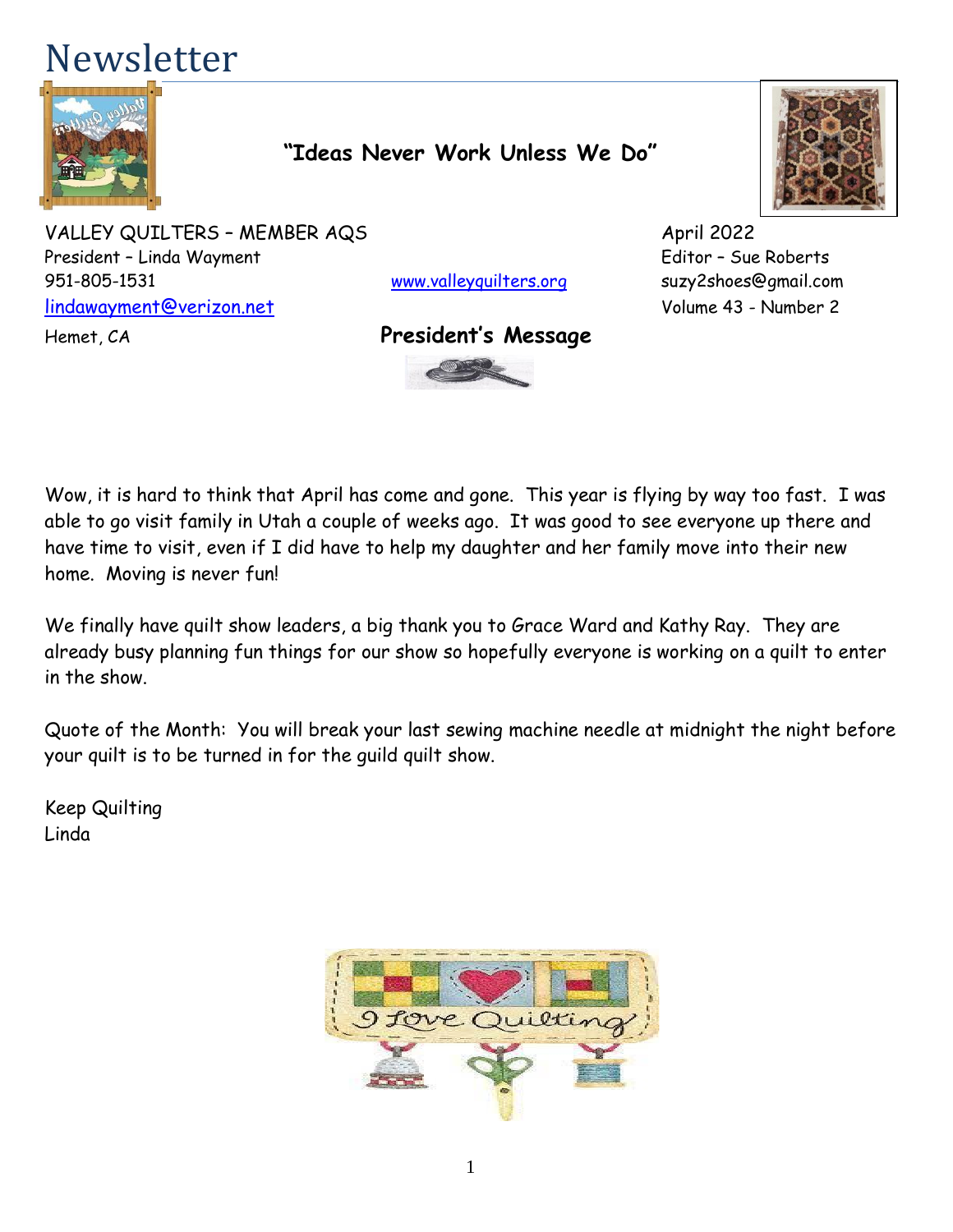# Newsletter

**"Ideas Never Work Unless We Do"**

VALLEY QUILTERS – MEMBER AQS
President – Linda Wayment
951-805-1531
lindawayment@verizon.net
Hemet, CA

www.valleyquilters.org

April 2022
Editor – Sue Roberts
suzy2shoes@gmail.com
Volume 43 - Number 2

## President's Message

Wow, it is hard to think that April has come and gone. This year is flying by way too fast. I was able to go visit family in Utah a couple of weeks ago. It was good to see everyone up there and have time to visit, even if I did have to help my daughter and her family move into their new home. Moving is never fun!

We finally have quilt show leaders, a big thank you to Grace Ward and Kathy Ray. They are already busy planning fun things for our show so hopefully everyone is working on a quilt to enter in the show.

Quote of the Month: You will break your last sewing machine needle at midnight the night before your quilt is to be turned in for the guild quilt show.

Keep Quilting
Linda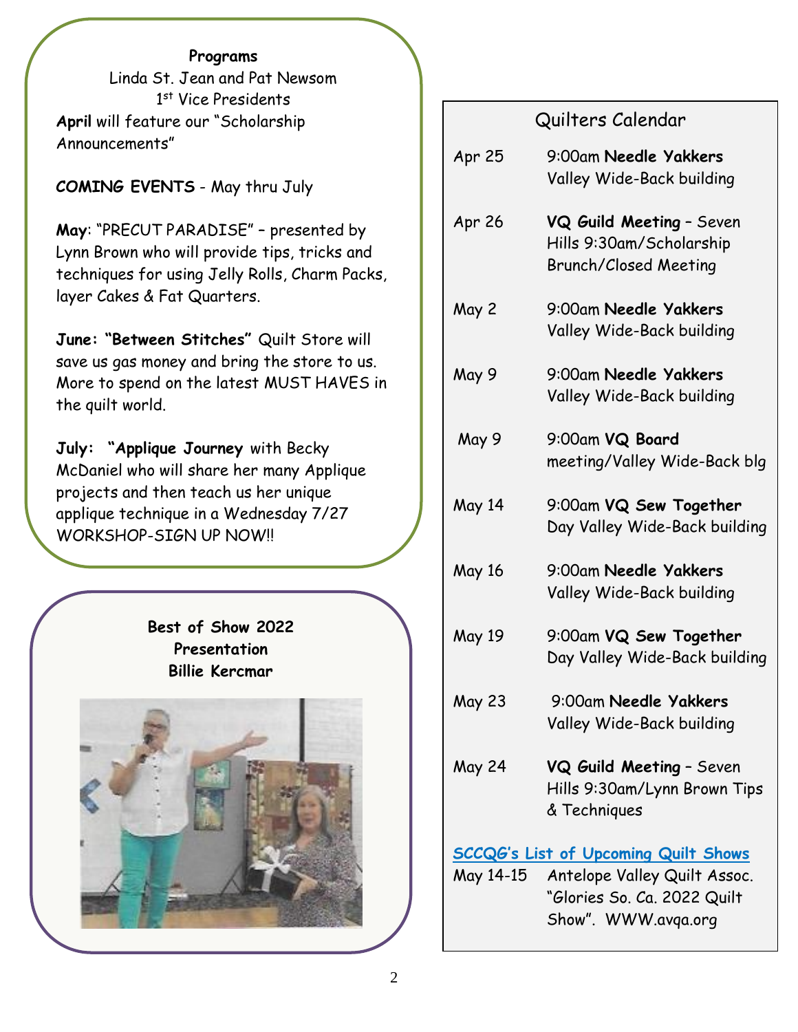**Programs**

Linda St. Jean and Pat Newsom
1st Vice Presidents

**April** will feature our "Scholarship Announcements"

***COMING EVENTS*** - May thru July

**May**: "PRECUT PARADISE" – presented by Lynn Brown who will provide tips, tricks and techniques for using Jelly Rolls, Charm Packs, layer Cakes & Fat Quarters.

**June: "Between Stitches"** Quilt Store will save us gas money and bring the store to us. More to spend on the latest MUST HAVES in the quilt world.

**July: "Applique Journey** with Becky McDaniel who will share her many Applique projects and then teach us her unique applique technique in a Wednesday 7/27 WORKSHOP-SIGN UP NOW!!

**Best of Show 2022**
**Presentation**
**Billie Kercmar**

## Quilters Calendar

| | |
|---|---|
| Apr 25 | 9:00am **Needle Yakkers** Valley Wide-Back building |
| Apr 26 | **VQ Guild Meeting** – Seven Hills 9:30am/Scholarship Brunch/Closed Meeting |
| May 2 | 9:00am **Needle Yakkers** Valley Wide-Back building |
| May 9 | 9:00am **Needle Yakkers** Valley Wide-Back building |
| May 9 | 9:00am **VQ Board** meeting/Valley Wide-Back blg |
| May 14 | 9:00am **VQ Sew Together** Day Valley Wide-Back building |
| May 16 | 9:00am **Needle Yakkers** Valley Wide-Back building |
| May 19 | 9:00am **VQ Sew Together** Day Valley Wide-Back building |
| May 23 | 9:00am **Needle Yakkers** Valley Wide-Back building |
| May 24 | **VQ Guild Meeting** – Seven Hills 9:30am/Lynn Brown Tips & Techniques |

**SCCQG's List of Upcoming Quilt Shows**

| | |
|---|---|
| May 14-15 | Antelope Valley Quilt Assoc. "Glories So. Ca. 2022 Quilt Show". WWW.avqa.org |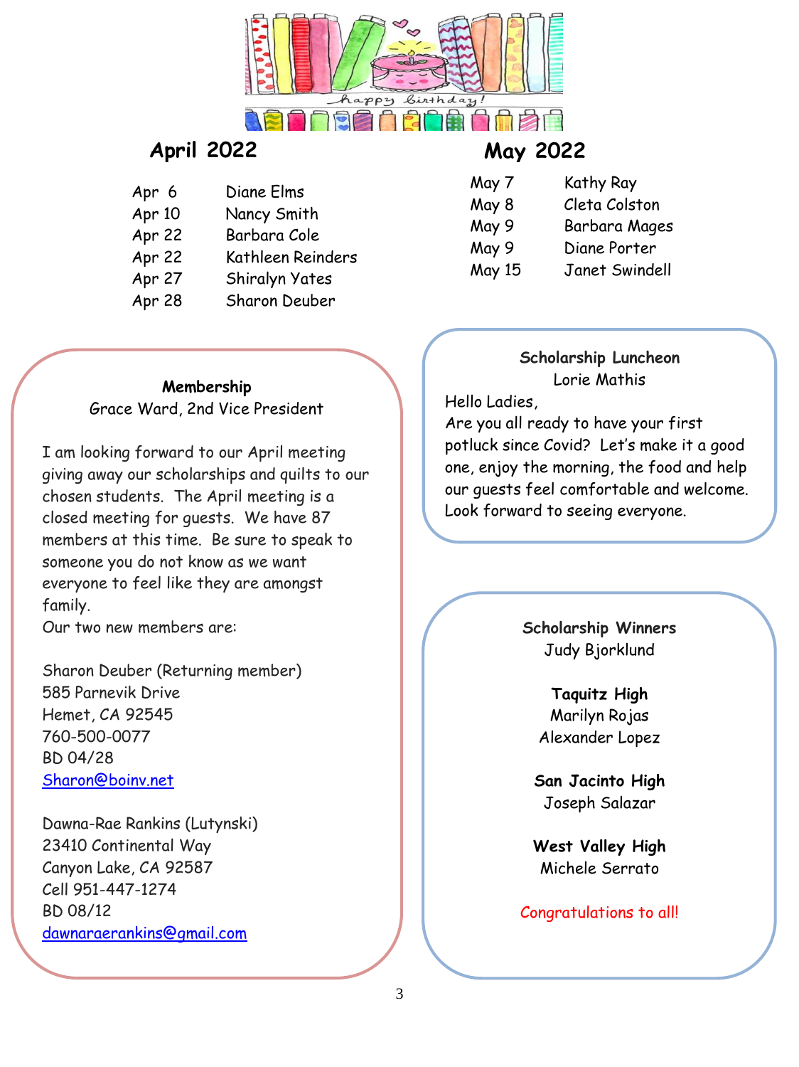happy birthday!

## April 2022

| | |
|---|---|
| Apr 6 | Diane Elms |
| Apr 10 | Nancy Smith |
| Apr 22 | Barbara Cole |
| Apr 22 | Kathleen Reinders |
| Apr 27 | Shiralyn Yates |
| Apr 28 | Sharon Deuber |

## May 2022

| | |
|---|---|
| May 7 | Kathy Ray |
| May 8 | Cleta Colston |
| May 9 | Barbara Mages |
| May 9 | Diane Porter |
| May 15 | Janet Swindell |

**Membership**
Grace Ward, 2nd Vice President

I am looking forward to our April meeting giving away our scholarships and quilts to our chosen students. The April meeting is a closed meeting for guests. We have 87 members at this time. Be sure to speak to someone you do not know as we want everyone to feel like they are amongst family.
Our two new members are:

Sharon Deuber (Returning member)
585 Parnevik Drive
Hemet, CA 92545
760-500-0077
BD 04/28
Sharon@boinv.net

Dawna-Rae Rankins (Lutynski)
23410 Continental Way
Canyon Lake, CA 92587
Cell 951-447-1274
BD 08/12
dawnaraerankins@gmail.com

**Scholarship Luncheon**
Lorie Mathis

Hello Ladies,
Are you all ready to have your first potluck since Covid? Let's make it a good one, enjoy the morning, the food and help our guests feel comfortable and welcome. Look forward to seeing everyone.

**Scholarship Winners**
Judy Bjorklund

**Taquitz High**
Marilyn Rojas
Alexander Lopez

**San Jacinto High**
Joseph Salazar

**West Valley High**
Michele Serrato

Congratulations to all!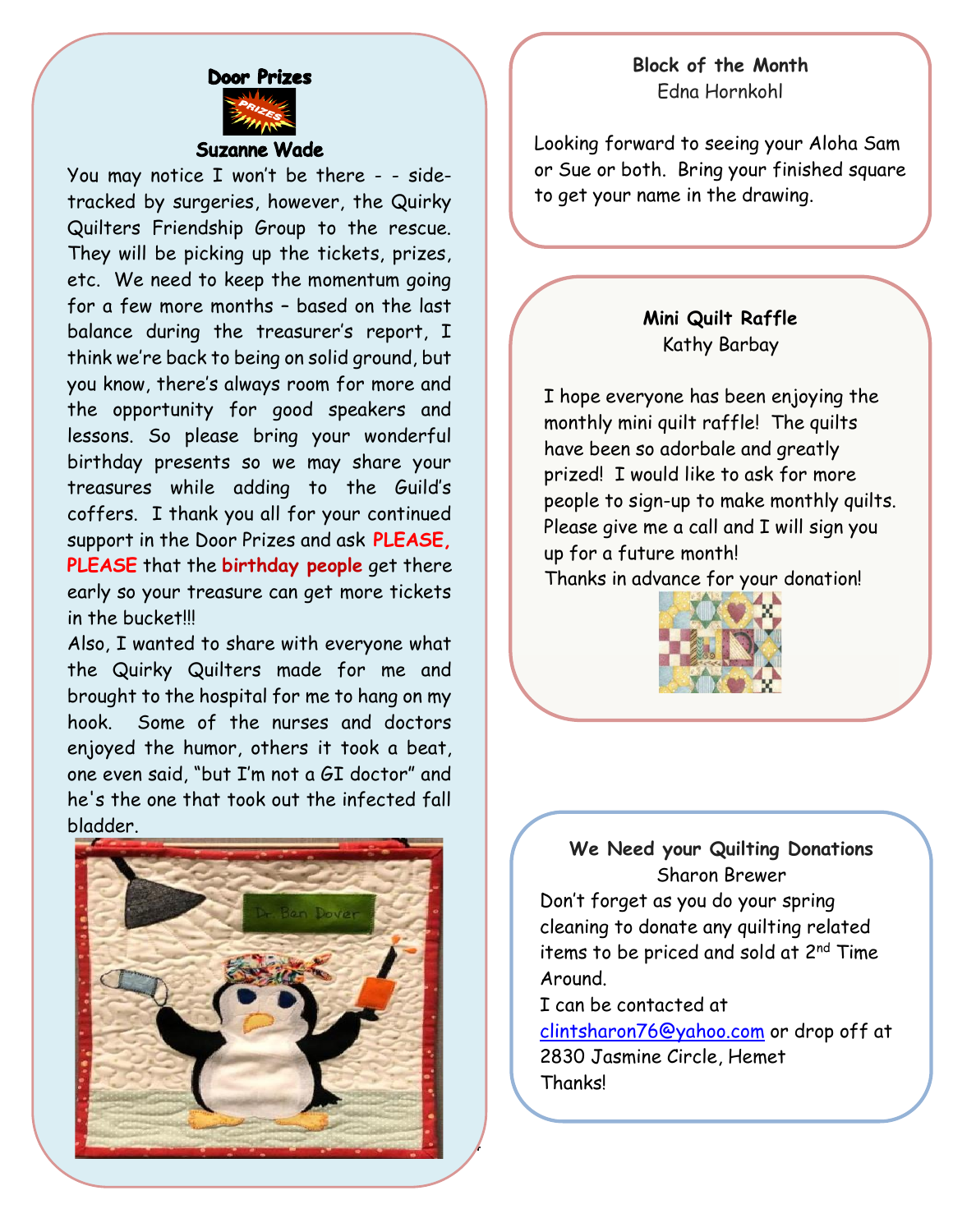## Door Prizes

**Suzanne Wade**

You may notice I won't be there - - side-tracked by surgeries, however, the Quirky Quilters Friendship Group to the rescue. They will be picking up the tickets, prizes, etc. We need to keep the momentum going for a few more months – based on the last balance during the treasurer's report, I think we're back to being on solid ground, but you know, there's always room for more and the opportunity for good speakers and lessons. So please bring your wonderful birthday presents so we may share your treasures while adding to the Guild's coffers. I thank you all for your continued support in the Door Prizes and ask **PLEASE, PLEASE** that the **birthday people** get there early so your treasure can get more tickets in the bucket!!!

Also, I wanted to share with everyone what the Quirky Quilters made for me and brought to the hospital for me to hang on my hook. Some of the nurses and doctors enjoyed the humor, others it took a beat, one even said, "but I'm not a GI doctor" and he's the one that took out the infected fall bladder.

## Block of the Month

Edna Hornkohl

Looking forward to seeing your Aloha Sam or Sue or both. Bring your finished square to get your name in the drawing.

## Mini Quilt Raffle

Kathy Barbay

I hope everyone has been enjoying the monthly mini quilt raffle! The quilts have been so adorbale and greatly prized! I would like to ask for more people to sign-up to make monthly quilts. Please give me a call and I will sign you up for a future month!

Thanks in advance for your donation!

## We Need your Quilting Donations

Sharon Brewer

Don't forget as you do your spring cleaning to donate any quilting related items to be priced and sold at 2nd Time Around.

I can be contacted at clintsharon76@yahoo.com or drop off at 2830 Jasmine Circle, Hemet

Thanks!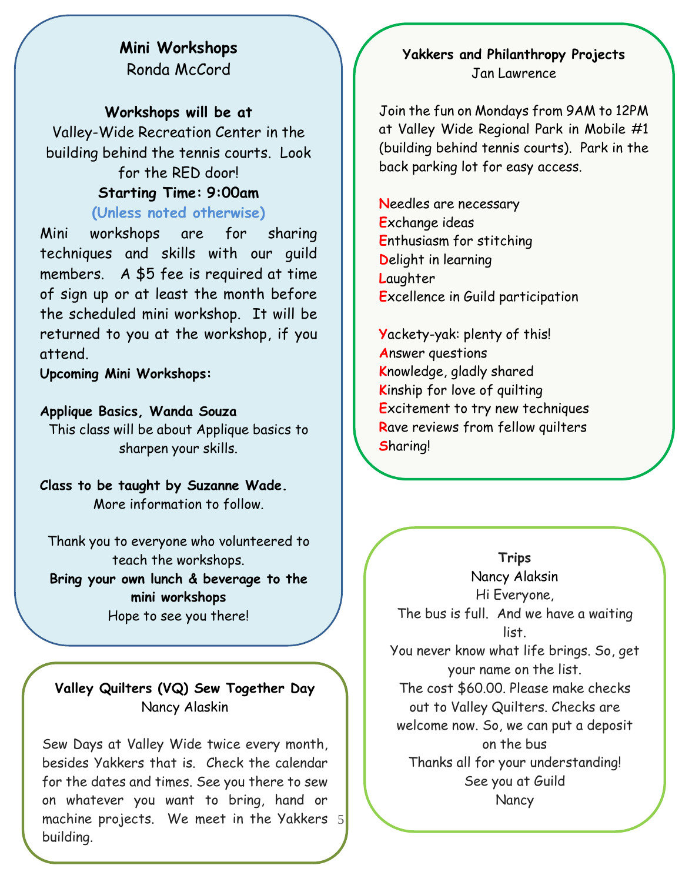## Mini Workshops

Ronda McCord

**Workshops will be at**

Valley-Wide Recreation Center in the building behind the tennis courts. Look for the RED door!

**Starting Time: 9:00am**

**(Unless noted otherwise)**

Mini workshops are for sharing techniques and skills with our guild members. A $5 fee is required at time of sign up or at least the month before the scheduled mini workshop. It will be returned to you at the workshop, if you attend.

**Upcoming Mini Workshops:**

**Applique Basics, Wanda Souza**

This class will be about Applique basics to sharpen your skills.

**Class to be taught by Suzanne Wade.**

More information to follow.

Thank you to everyone who volunteered to teach the workshops.

**Bring your own lunch & beverage to the mini workshops**

Hope to see you there!

## Valley Quilters (VQ) Sew Together Day

Nancy Alaskin

Sew Days at Valley Wide twice every month, besides Yakkers that is. Check the calendar for the dates and times. See you there to sew on whatever you want to bring, hand or machine projects. We meet in the Yakkers building.

## Yakkers and Philanthropy Projects

Jan Lawrence

Join the fun on Mondays from 9AM to 12PM at Valley Wide Regional Park in Mobile #1 (building behind tennis courts). Park in the back parking lot for easy access.

**N**eedles are necessary
**E**xchange ideas
**E**nthusiasm for stitching
**D**elight in learning
**L**aughter
**E**xcellence in Guild participation

**Y**ackety-yak: plenty of this!
**A**nswer questions
**K**nowledge, gladly shared
**K**inship for love of quilting
**E**xcitement to try new techniques
**R**ave reviews from fellow quilters
**S**haring!

## Trips

Nancy Alaksin

Hi Everyone,

The bus is full. And we have a waiting list.

You never know what life brings. So, get your name on the list.

The cost $60.00. Please make checks out to Valley Quilters. Checks are welcome now. So, we can put a deposit on the bus

Thanks all for your understanding!

See you at Guild

Nancy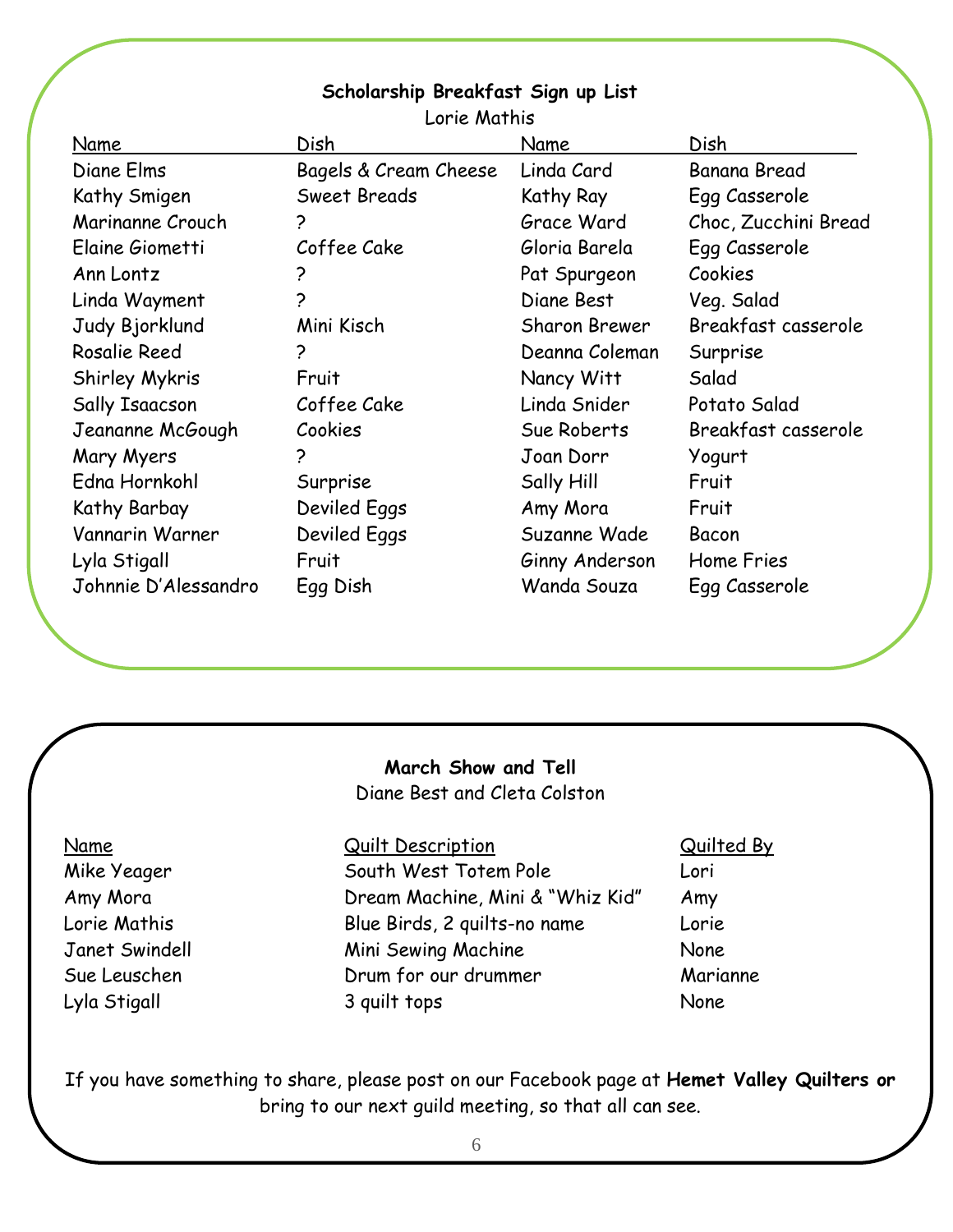**Scholarship Breakfast Sign up List**

Lorie Mathis

| Name | Dish | Name | Dish |
|---|---|---|---|
| Diane Elms | Bagels & Cream Cheese | Linda Card | Banana Bread |
| Kathy Smigen | Sweet Breads | Kathy Ray | Egg Casserole |
| Marinanne Crouch | ? | Grace Ward | Choc, Zucchini Bread |
| Elaine Giometti | Coffee Cake | Gloria Barela | Egg Casserole |
| Ann Lontz | ? | Pat Spurgeon | Cookies |
| Linda Wayment | ? | Diane Best | Veg. Salad |
| Judy Bjorklund | Mini Kisch | Sharon Brewer | Breakfast casserole |
| Rosalie Reed | ? | Deanna Coleman | Surprise |
| Shirley Mykris | Fruit | Nancy Witt | Salad |
| Sally Isaacson | Coffee Cake | Linda Snider | Potato Salad |
| Jeananne McGough | Cookies | Sue Roberts | Breakfast casserole |
| Mary Myers | ? | Joan Dorr | Yogurt |
| Edna Hornkohl | Surprise | Sally Hill | Fruit |
| Kathy Barbay | Deviled Eggs | Amy Mora | Fruit |
| Vannarin Warner | Deviled Eggs | Suzanne Wade | Bacon |
| Lyla Stigall | Fruit | Ginny Anderson | Home Fries |
| Johnnie D'Alessandro | Egg Dish | Wanda Souza | Egg Casserole |

**March Show and Tell**

Diane Best and Cleta Colston

| Name | Quilt Description | Quilted By |
|---|---|---|
| Mike Yeager | South West Totem Pole | Lori |
| Amy Mora | Dream Machine, Mini & "Whiz Kid" | Amy |
| Lorie Mathis | Blue Birds, 2 quilts-no name | Lorie |
| Janet Swindell | Mini Sewing Machine | None |
| Sue Leuschen | Drum for our drummer | Marianne |
| Lyla Stigall | 3 quilt tops | None |

If you have something to share, please post on our Facebook page at **Hemet Valley Quilters or** bring to our next guild meeting, so that all can see.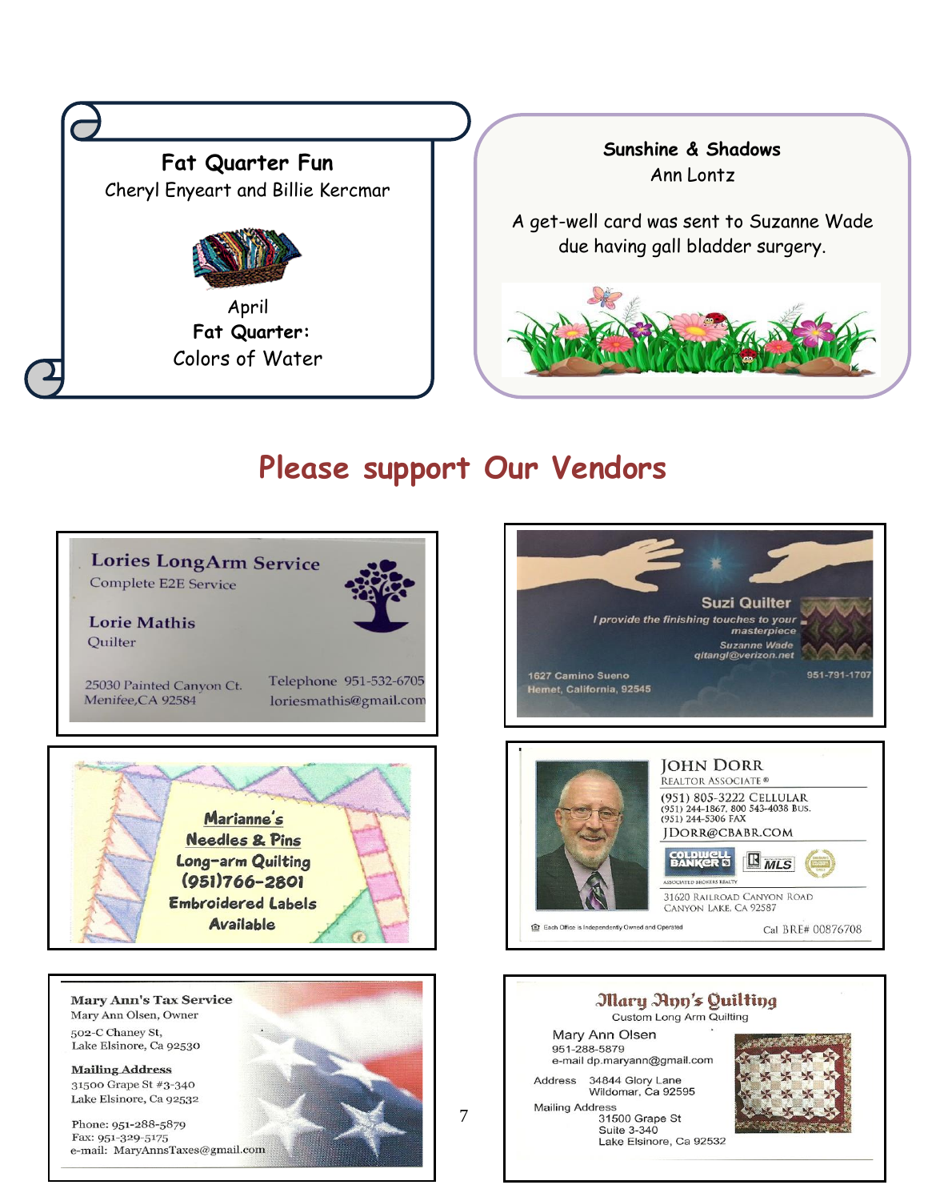## Fat Quarter Fun

Cheryl Enyeart and Billie Kercmar

April

**Fat Quarter:**

Colors of Water

## Sunshine & Shadows

Ann Lontz

A get-well card was sent to Suzanne Wade due having gall bladder surgery.

# Please support Our Vendors

**Lories LongArm Service**
Complete E2E Service

**Lorie Mathis**
Quilter

25030 Painted Canyon Ct.
Menifee,CA 92584

Telephone 951-532-6705
loriesmathis@gmail.com

---

**Suzi Quilter**
*I provide the finishing touches to your masterpiece*
*Suzanne Wade*
*qltangl@verizon.net*

1627 Camino Sueno
Hemet, California, 92545

951-791-1707

---

**Marianne's Needles & Pins**
Long-arm Quilting
(951)766-2801
Embroidered Labels Available

---

**JOHN DORR**
REALTOR ASSOCIATE®

(951) 805-3222 CELLULAR
(951) 244-1867, 800 543-4038 BUS.
(951) 244-5306 FAX
JDORR@CBABR.COM

COLDWELL BANKER ASSOCIATED BROKERS REALTY

31620 RAILROAD CANYON ROAD
CANYON LAKE, CA 92587

Each Office is Independently Owned and Operated

Cal BRE# 00876708

---

**Mary Ann's Tax Service**
Mary Ann Olsen, Owner
502-C Chaney St,
Lake Elsinore, Ca 92530

**Mailing Address**
31500 Grape St #3-340
Lake Elsinore, Ca 92532

Phone: 951-288-5879
Fax: 951-329-5175
e-mail: MaryAnnsTaxes@gmail.com

---

**Mary Ann's Quilting**
Custom Long Arm Quilting

Mary Ann Olsen
951-288-5879
e-mail dp.maryann@gmail.com

Address 34844 Glory Lane
Wildomar, Ca 92595

Mailing Address
31500 Grape St
Suite 3-340
Lake Elsinore, Ca 92532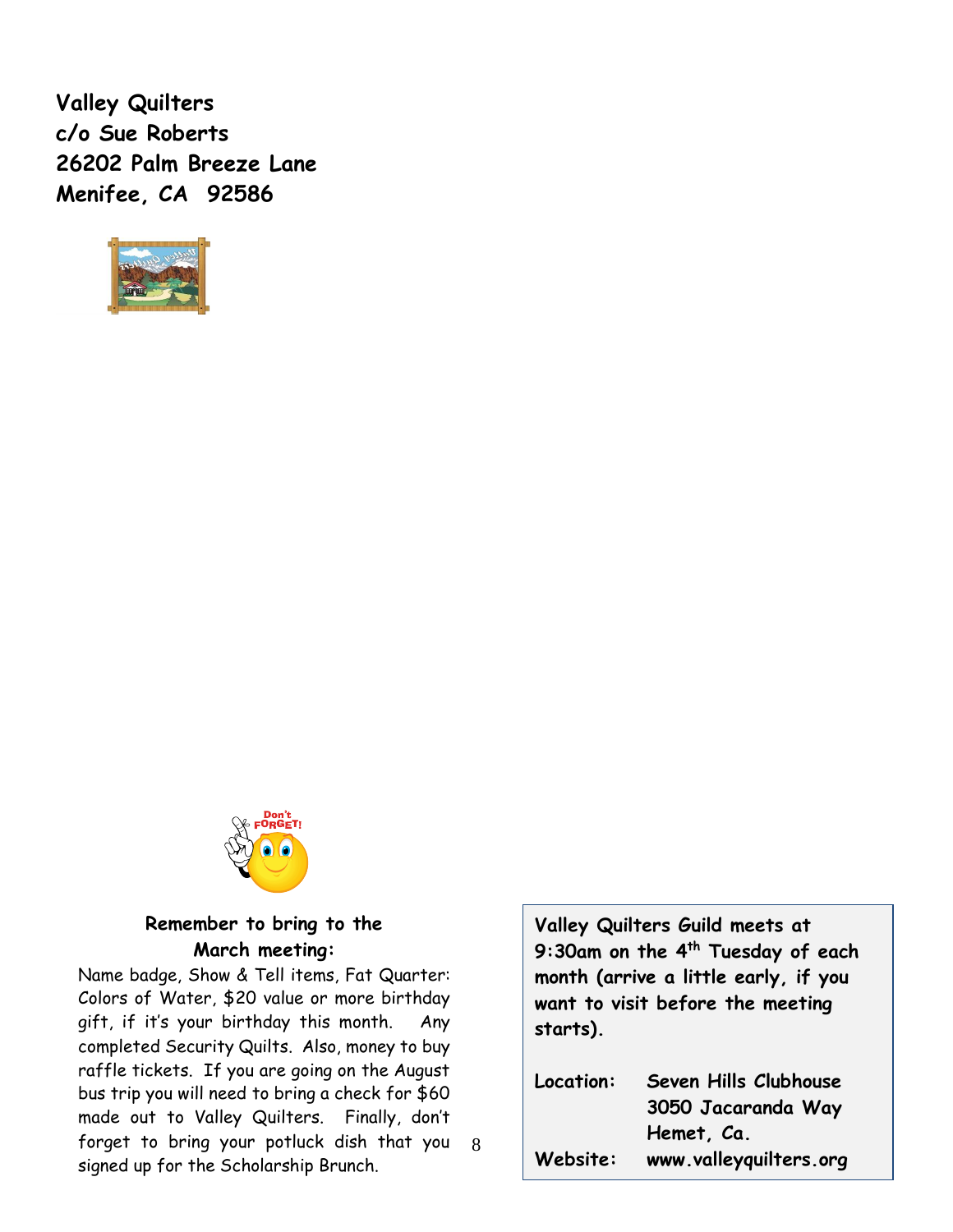**Valley Quilters**
**c/o Sue Roberts**
**26202 Palm Breeze Lane**
**Menifee, CA 92586**

**Remember to bring to the March meeting:**

Name badge, Show & Tell items, Fat Quarter: Colors of Water, $20 value or more birthday gift, if it's your birthday this month. Any completed Security Quilts. Also, money to buy raffle tickets. If you are going on the August bus trip you will need to bring a check for $60 made out to Valley Quilters. Finally, don't forget to bring your potluck dish that you signed up for the Scholarship Brunch.

**Valley Quilters Guild meets at 9:30am on the 4th Tuesday of each month (arrive a little early, if you want to visit before the meeting starts).**

**Location:** **Seven Hills Clubhouse**
**3050 Jacaranda Way**
**Hemet, Ca.**

**Website:** **www.valleyquilters.org**